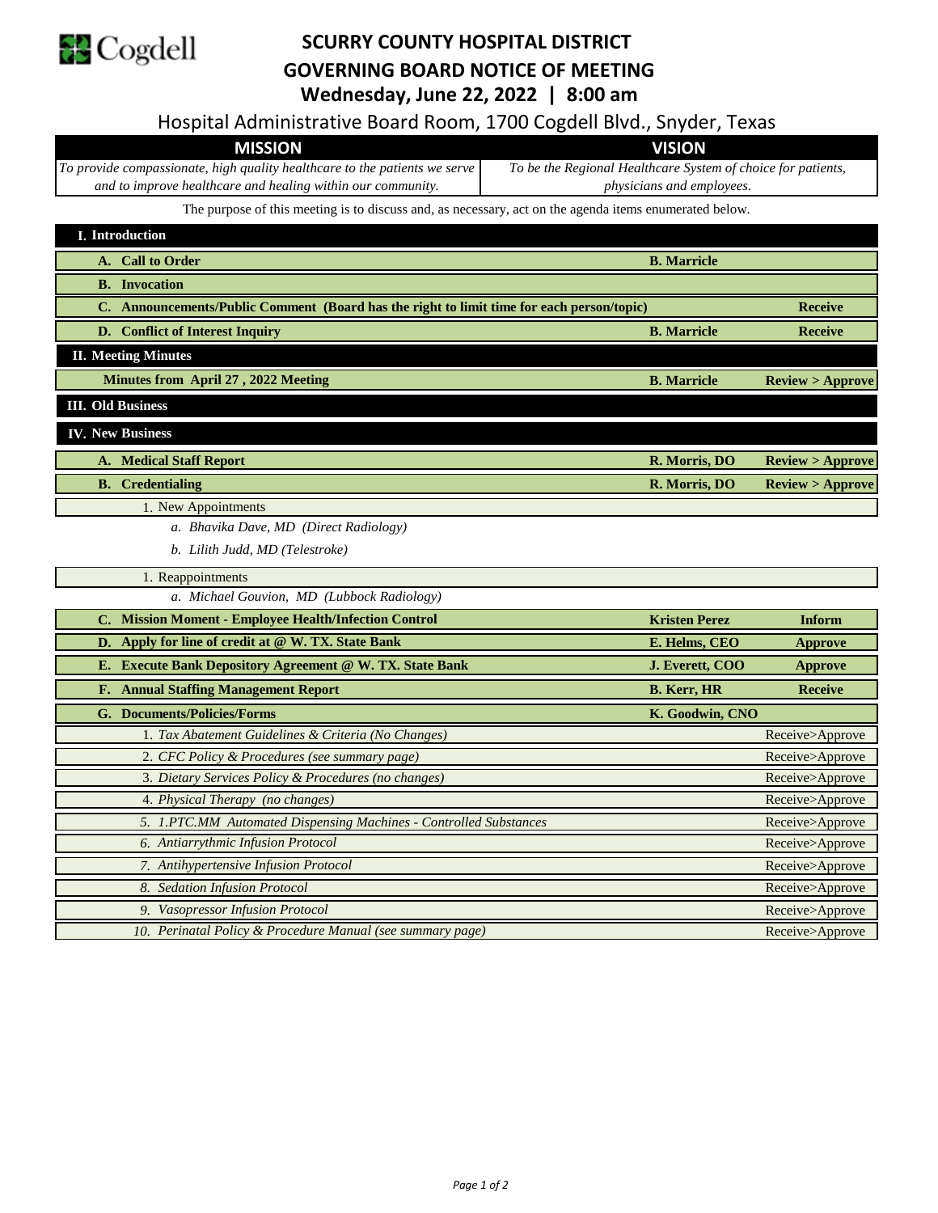Cogdell

# SCURRY COUNTY HOSPITAL DISTRICT
# GOVERNING BOARD NOTICE OF MEETING
## Wednesday, June 22, 2022 | 8:00 am

Hospital Administrative Board Room, 1700 Cogdell Blvd., Snyder, Texas

| MISSION | VISION |
| --- | --- |
| *To provide compassionate, high quality healthcare to the patients we serve and to improve healthcare and healing within our community.* | *To be the Regional Healthcare System of choice for patients, physicians and employees.* |

The purpose of this meeting is to discuss and, as necessary, act on the agenda items enumerated below.

| Item | Presenter | Action |
| --- | --- | --- |
| **I. Introduction** | | |
| **A. Call to Order** | **B. Marricle** | |
| **B. Invocation** | | |
| **C. Announcements/Public Comment (Board has the right to limit time for each person/topic)** | | **Receive** |
| **D. Conflict of Interest Inquiry** | **B. Marricle** | **Receive** |
| **II. Meeting Minutes** | | |
| **Minutes from April 27 , 2022 Meeting** | **B. Marricle** | **Review > Approve** |
| **III. Old Business** | | |
| **IV. New Business** | | |
| **A. Medical Staff Report** | **R. Morris, DO** | **Review > Approve** |
| **B. Credentialing** | **R. Morris, DO** | **Review > Approve** |
| 1. New Appointments | | |
| *a. Bhavika Dave, MD (Direct Radiology)* | | |
| *b. Lilith Judd, MD (Telestroke)* | | |
| 1. Reappointments | | |
| *a. Michael Gouvion, MD (Lubbock Radiology)* | | |
| **C. Mission Moment - Employee Health/Infection Control** | **Kristen Perez** | **Inform** |
| **D. Apply for line of credit at @ W. TX. State Bank** | **E. Helms, CEO** | **Approve** |
| **E. Execute Bank Depository Agreement @ W. TX. State Bank** | **J. Everett, COO** | **Approve** |
| **F. Annual Staffing Management Report** | **B. Kerr, HR** | **Receive** |
| **G. Documents/Policies/Forms** | **K. Goodwin, CNO** | |
| 1. *Tax Abatement Guidelines & Criteria (No Changes)* | | Receive>Approve |
| 2. *CFC Policy & Procedures (see summary page)* | | Receive>Approve |
| 3. *Dietary Services Policy & Procedures (no changes)* | | Receive>Approve |
| 4. *Physical Therapy (no changes)* | | Receive>Approve |
| 5. *1.PTC.MM Automated Dispensing Machines - Controlled Substances* | | Receive>Approve |
| 6. *Antiarrythmic Infusion Protocol* | | Receive>Approve |
| 7. *Antihypertensive Infusion Protocol* | | Receive>Approve |
| 8. *Sedation Infusion Protocol* | | Receive>Approve |
| 9. *Vasopressor Infusion Protocol* | | Receive>Approve |
| 10. *Perinatal Policy & Procedure Manual (see summary page)* | | Receive>Approve |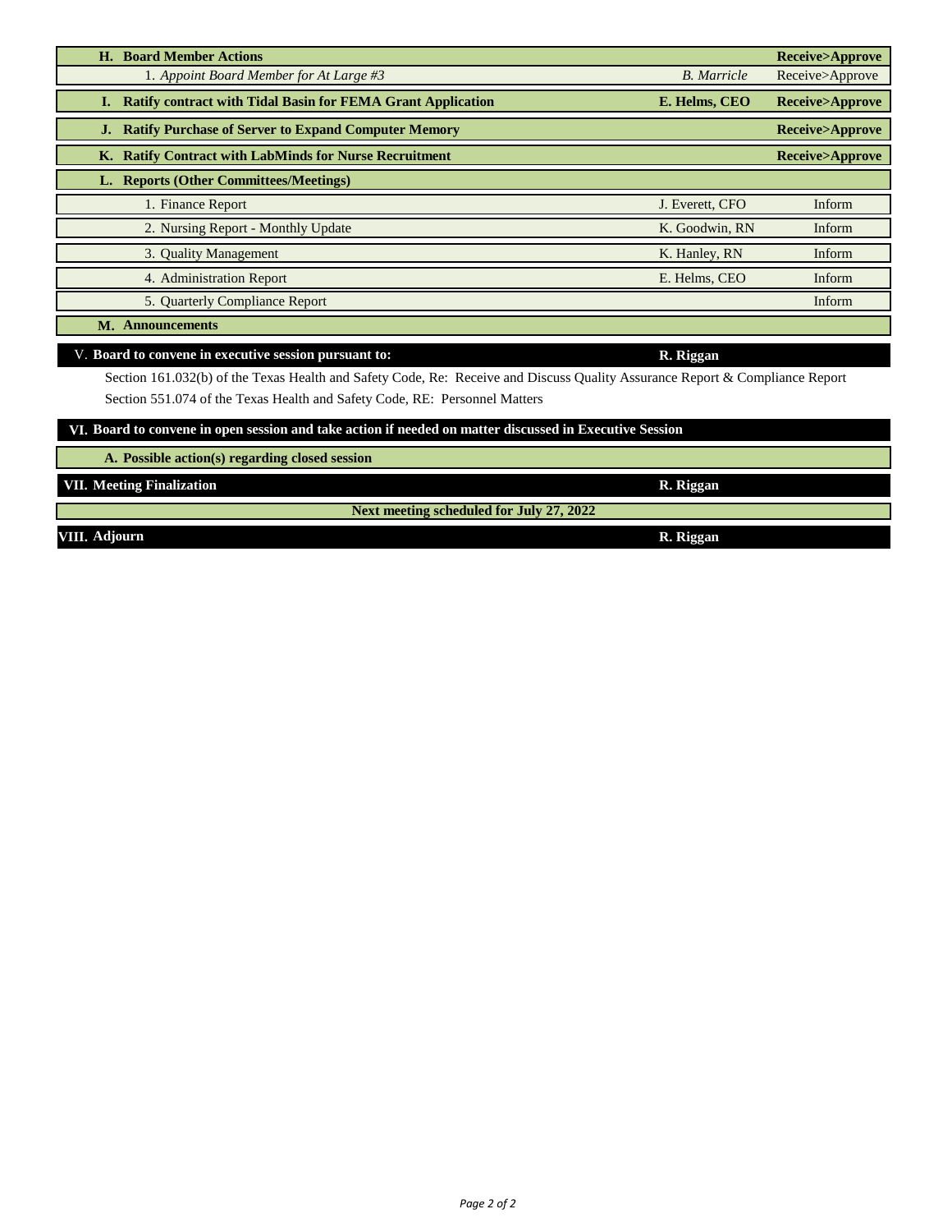| | | |
|---|---|---|
| **H. Board Member Actions** | | **Receive>Approve** |
| 1. *Appoint Board Member for At Large #3* | *B. Marricle* | Receive>Approve |
| **I. Ratify contract with Tidal Basin for FEMA Grant Application** | **E. Helms, CEO** | **Receive>Approve** |
| **J. Ratify Purchase of Server to Expand Computer Memory** | | **Receive>Approve** |
| **K. Ratify Contract with LabMinds for Nurse Recruitment** | | **Receive>Approve** |
| **L. Reports (Other Committees/Meetings)** | | |
| 1. Finance Report | J. Everett, CFO | Inform |
| 2. Nursing Report - Monthly Update | K. Goodwin, RN | Inform |
| 3. Quality Management | K. Hanley, RN | Inform |
| 4. Administration Report | E. Helms, CEO | Inform |
| 5. Quarterly Compliance Report | | Inform |
| **M. Announcements** | | |

**V. Board to convene in executive session pursuant to:** **R. Riggan**

Section 161.032(b) of the Texas Health and Safety Code, Re: Receive and Discuss Quality Assurance Report & Compliance Report

Section 551.074 of the Texas Health and Safety Code, RE: Personnel Matters

**VI. Board to convene in open session and take action if needed on matter discussed in Executive Session**

**A. Possible action(s) regarding closed session**

**VII. Meeting Finalization** **R. Riggan**

**Next meeting scheduled for July 27, 2022**

**VIII. Adjourn** **R. Riggan**